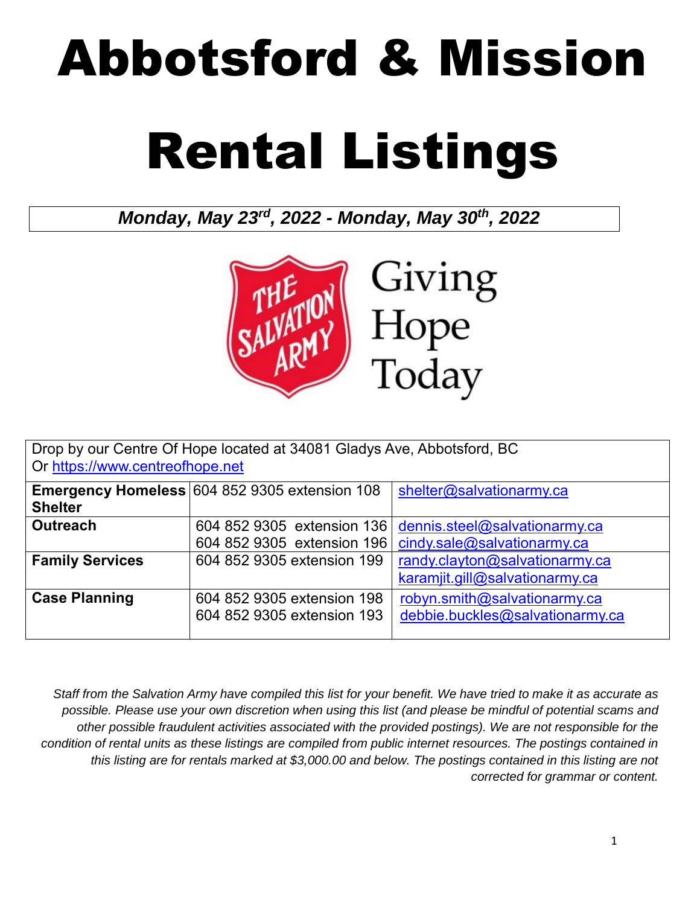# Abbotsford & Mission

# Rental Listings

***Monday, May 23rd, 2022 - Monday, May 30th, 2022***

Giving Hope Today

| Drop by our Centre Of Hope located at 34081 Gladys Ave, Abbotsford, BC<br>Or https://www.centreofhope.net | | |
|---|---|---|
| **Emergency Homeless Shelter** | 604 852 9305 extension 108 | shelter@salvationarmy.ca |
| **Outreach** | 604 852 9305 extension 136<br>604 852 9305 extension 196 | dennis.steel@salvationarmy.ca<br>cindy.sale@salvationarmy.ca |
| **Family Services** | 604 852 9305 extension 199 | randy.clayton@salvationarmy.ca<br>karamjit.gill@salvationarmy.ca |
| **Case Planning** | 604 852 9305 extension 198<br>604 852 9305 extension 193 | robyn.smith@salvationarmy.ca<br>debbie.buckles@salvationarmy.ca |

*Staff from the Salvation Army have compiled this list for your benefit. We have tried to make it as accurate as possible. Please use your own discretion when using this list (and please be mindful of potential scams and other possible fraudulent activities associated with the provided postings). We are not responsible for the condition of rental units as these listings are compiled from public internet resources. The postings contained in this listing are for rentals marked at $3,000.00 and below. The postings contained in this listing are not corrected for grammar or content.*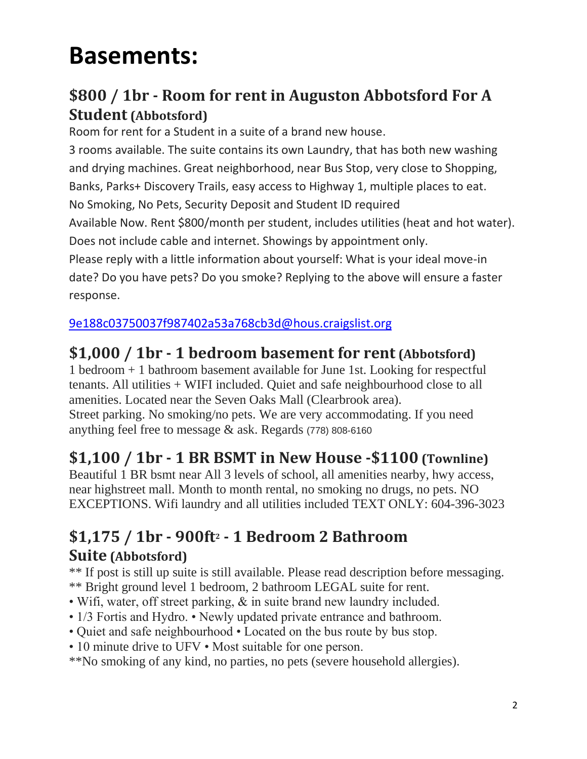# Basements:

## $800 / 1br - Room for rent in Auguston Abbotsford For A Student (Abbotsford)

Room for rent for a Student in a suite of a brand new house.
3 rooms available. The suite contains its own Laundry, that has both new washing and drying machines. Great neighborhood, near Bus Stop, very close to Shopping, Banks, Parks+ Discovery Trails, easy access to Highway 1, multiple places to eat.
No Smoking, No Pets, Security Deposit and Student ID required
Available Now. Rent $800/month per student, includes utilities (heat and hot water). Does not include cable and internet. Showings by appointment only.
Please reply with a little information about yourself: What is your ideal move-in date? Do you have pets? Do you smoke? Replying to the above will ensure a faster response.

9e188c03750037f987402a53a768cb3d@hous.craigslist.org

## $1,000 / 1br - 1 bedroom basement for rent (Abbotsford)

1 bedroom + 1 bathroom basement available for June 1st. Looking for respectful tenants. All utilities + WIFI included. Quiet and safe neighbourhood close to all amenities. Located near the Seven Oaks Mall (Clearbrook area).
Street parking. No smoking/no pets. We are very accommodating. If you need anything feel free to message & ask. Regards (778) 808-6160

## $1,100 / 1br - 1 BR BSMT in New House -$1100 (Townline)

Beautiful 1 BR bsmt near All 3 levels of school, all amenities nearby, hwy access, near highstreet mall. Month to month rental, no smoking no drugs, no pets. NO EXCEPTIONS. Wifi laundry and all utilities included TEXT ONLY: 604-396-3023

## $1,175 / 1br - 900ft$^2$ - 1 Bedroom 2 Bathroom Suite (Abbotsford)

** If post is still up suite is still available. Please read description before messaging.
** Bright ground level 1 bedroom, 2 bathroom LEGAL suite for rent.
• Wifi, water, off street parking, & in suite brand new laundry included.
• 1/3 Fortis and Hydro. • Newly updated private entrance and bathroom.
• Quiet and safe neighbourhood • Located on the bus route by bus stop.
• 10 minute drive to UFV • Most suitable for one person.
**No smoking of any kind, no parties, no pets (severe household allergies).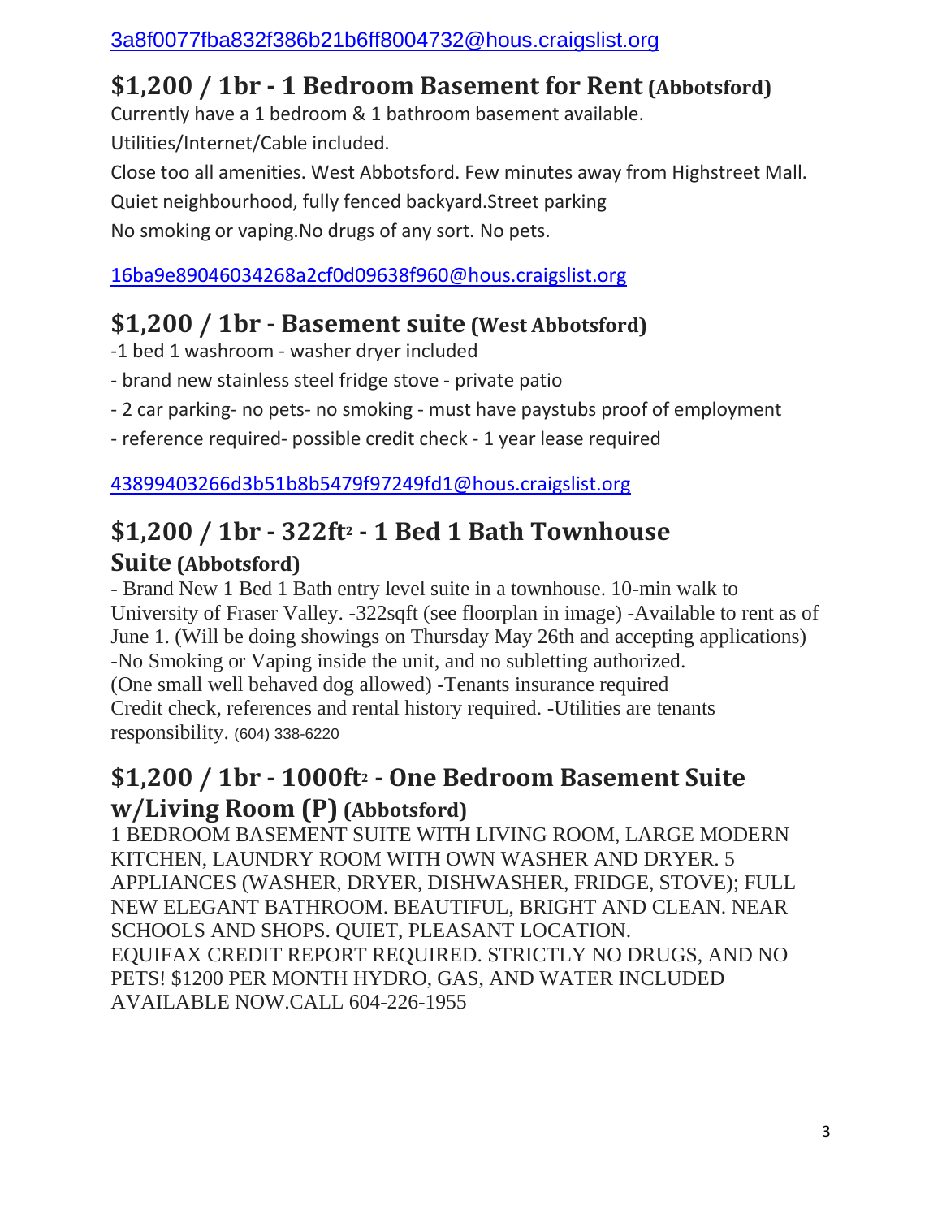3a8f0077fba832f386b21b6ff8004732@hous.craigslist.org

## $1,200 / 1br - 1 Bedroom Basement for Rent (Abbotsford)

Currently have a 1 bedroom & 1 bathroom basement available.

Utilities/Internet/Cable included.

Close too all amenities. West Abbotsford. Few minutes away from Highstreet Mall.

Quiet neighbourhood, fully fenced backyard.Street parking

No smoking or vaping.No drugs of any sort. No pets.

16ba9e89046034268a2cf0d09638f960@hous.craigslist.org

## $1,200 / 1br - Basement suite (West Abbotsford)

-1 bed 1 washroom - washer dryer included

- brand new stainless steel fridge stove - private patio

- 2 car parking- no pets- no smoking - must have paystubs proof of employment

- reference required- possible credit check - 1 year lease required

43899403266d3b51b8b5479f97249fd1@hous.craigslist.org

## $1,200 / 1br - 322ft2 - 1 Bed 1 Bath Townhouse Suite (Abbotsford)

- Brand New 1 Bed 1 Bath entry level suite in a townhouse. 10-min walk to University of Fraser Valley. -322sqft (see floorplan in image) -Available to rent as of June 1. (Will be doing showings on Thursday May 26th and accepting applications) -No Smoking or Vaping inside the unit, and no subletting authorized. (One small well behaved dog allowed) -Tenants insurance required Credit check, references and rental history required. -Utilities are tenants responsibility. (604) 338-6220

## $1,200 / 1br - 1000ft2 - One Bedroom Basement Suite w/Living Room (P) (Abbotsford)

1 BEDROOM BASEMENT SUITE WITH LIVING ROOM, LARGE MODERN KITCHEN, LAUNDRY ROOM WITH OWN WASHER AND DRYER. 5 APPLIANCES (WASHER, DRYER, DISHWASHER, FRIDGE, STOVE); FULL NEW ELEGANT BATHROOM. BEAUTIFUL, BRIGHT AND CLEAN. NEAR SCHOOLS AND SHOPS. QUIET, PLEASANT LOCATION. EQUIFAX CREDIT REPORT REQUIRED. STRICTLY NO DRUGS, AND NO PETS! $1200 PER MONTH HYDRO, GAS, AND WATER INCLUDED AVAILABLE NOW.CALL 604-226-1955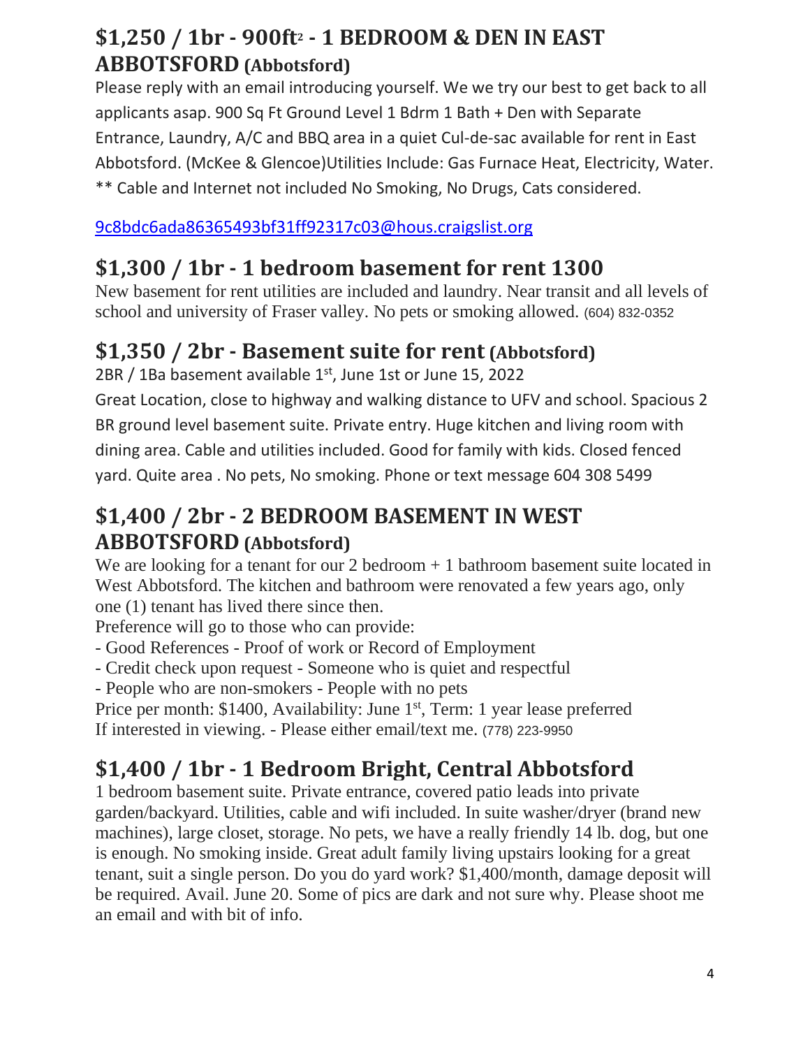## $1,250 / 1br - 900ft2 - 1 BEDROOM & DEN IN EAST ABBOTSFORD (Abbotsford)

Please reply with an email introducing yourself. We we try our best to get back to all applicants asap. 900 Sq Ft Ground Level 1 Bdrm 1 Bath + Den with Separate Entrance, Laundry, A/C and BBQ area in a quiet Cul-de-sac available for rent in East Abbotsford. (McKee & Glencoe)Utilities Include: Gas Furnace Heat, Electricity, Water. ** Cable and Internet not included No Smoking, No Drugs, Cats considered.

9c8bdc6ada86365493bf31ff92317c03@hous.craigslist.org

## $1,300 / 1br - 1 bedroom basement for rent 1300

New basement for rent utilities are included and laundry. Near transit and all levels of school and university of Fraser valley. No pets or smoking allowed. (604) 832-0352

## $1,350 / 2br - Basement suite for rent (Abbotsford)

2BR / 1Ba basement available 1st, June 1st or June 15, 2022

Great Location, close to highway and walking distance to UFV and school. Spacious 2 BR ground level basement suite. Private entry. Huge kitchen and living room with dining area. Cable and utilities included. Good for family with kids. Closed fenced yard. Quite area . No pets, No smoking. Phone or text message 604 308 5499

## $1,400 / 2br - 2 BEDROOM BASEMENT IN WEST ABBOTSFORD (Abbotsford)

We are looking for a tenant for our 2 bedroom + 1 bathroom basement suite located in West Abbotsford. The kitchen and bathroom were renovated a few years ago, only one (1) tenant has lived there since then.

Preference will go to those who can provide:

- Good References - Proof of work or Record of Employment
- Credit check upon request - Someone who is quiet and respectful
- People who are non-smokers - People with no pets

Price per month: $1400, Availability: June 1st, Term: 1 year lease preferred

If interested in viewing. - Please either email/text me. (778) 223-9950

## $1,400 / 1br - 1 Bedroom Bright, Central Abbotsford

1 bedroom basement suite. Private entrance, covered patio leads into private garden/backyard. Utilities, cable and wifi included. In suite washer/dryer (brand new machines), large closet, storage. No pets, we have a really friendly 14 lb. dog, but one is enough. No smoking inside. Great adult family living upstairs looking for a great tenant, suit a single person. Do you do yard work? $1,400/month, damage deposit will be required. Avail. June 20. Some of pics are dark and not sure why. Please shoot me an email and with bit of info.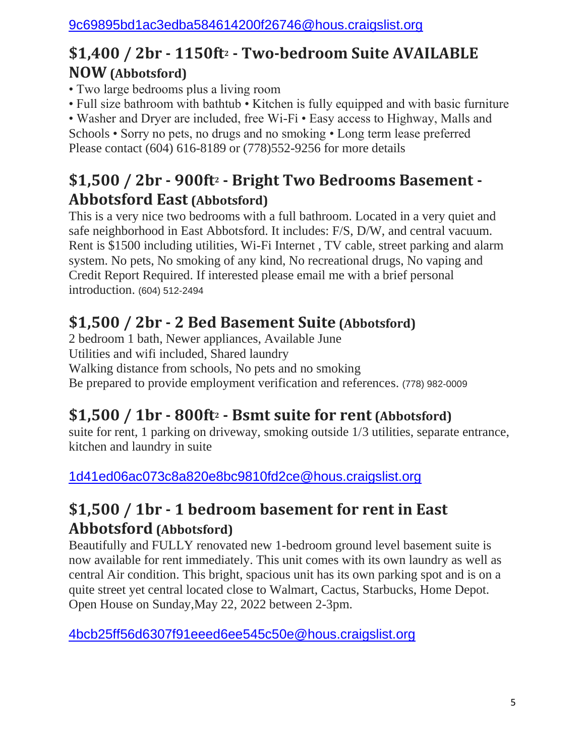9c69895bd1ac3edba584614200f26746@hous.craigslist.org

## $1,400 / 2br - 1150ft2 - Two-bedroom Suite AVAILABLE NOW (Abbotsford)

• Two large bedrooms plus a living room
• Full size bathroom with bathtub • Kitchen is fully equipped and with basic furniture
• Washer and Dryer are included, free Wi-Fi • Easy access to Highway, Malls and Schools • Sorry no pets, no drugs and no smoking • Long term lease preferred
Please contact (604) 616-8189 or (778)552-9256 for more details

## $1,500 / 2br - 900ft2 - Bright Two Bedrooms Basement - Abbotsford East (Abbotsford)

This is a very nice two bedrooms with a full bathroom. Located in a very quiet and safe neighborhood in East Abbotsford. It includes: F/S, D/W, and central vacuum. Rent is $1500 including utilities, Wi-Fi Internet , TV cable, street parking and alarm system. No pets, No smoking of any kind, No recreational drugs, No vaping and Credit Report Required. If interested please email me with a brief personal introduction. (604) 512-2494

## $1,500 / 2br - 2 Bed Basement Suite (Abbotsford)

2 bedroom 1 bath, Newer appliances, Available June
Utilities and wifi included, Shared laundry
Walking distance from schools, No pets and no smoking
Be prepared to provide employment verification and references. (778) 982-0009

## $1,500 / 1br - 800ft2 - Bsmt suite for rent (Abbotsford)

suite for rent, 1 parking on driveway, smoking outside 1/3 utilities, separate entrance, kitchen and laundry in suite

1d41ed06ac073c8a820e8bc9810fd2ce@hous.craigslist.org

## $1,500 / 1br - 1 bedroom basement for rent in East Abbotsford (Abbotsford)

Beautifully and FULLY renovated new 1-bedroom ground level basement suite is now available for rent immediately. This unit comes with its own laundry as well as central Air condition. This bright, spacious unit has its own parking spot and is on a quite street yet central located close to Walmart, Cactus, Starbucks, Home Depot. Open House on Sunday,May 22, 2022 between 2-3pm.

4bcb25ff56d6307f91eeed6ee545c50e@hous.craigslist.org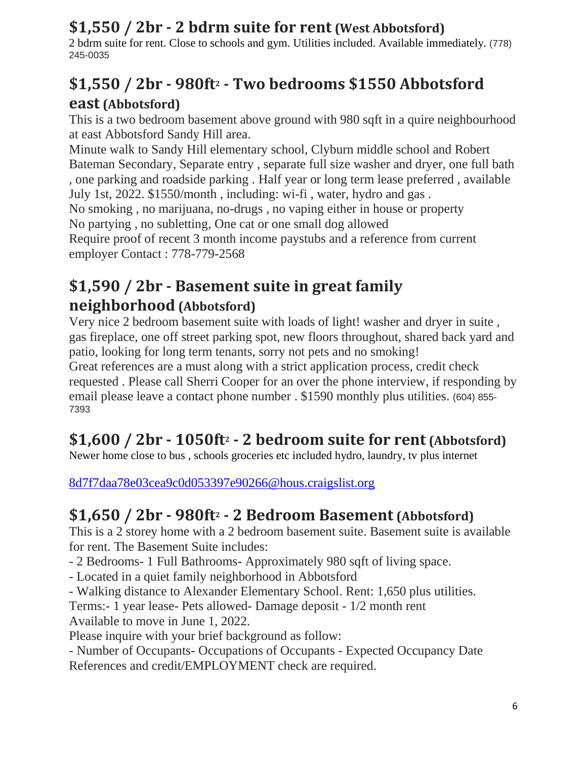## $1,550 / 2br - 2 bdrm suite for rent (West Abbotsford)

2 bdrm suite for rent. Close to schools and gym. Utilities included. Available immediately. (778) 245-0035

## $1,550 / 2br - 980ft² - Two bedrooms $1550 Abbotsford east (Abbotsford)

This is a two bedroom basement above ground with 980 sqft in a quire neighbourhood at east Abbotsford Sandy Hill area.

Minute walk to Sandy Hill elementary school, Clyburn middle school and Robert Bateman Secondary, Separate entry , separate full size washer and dryer, one full bath , one parking and roadside parking . Half year or long term lease preferred , available July 1st, 2022. $1550/month , including: wi-fi , water, hydro and gas .

No smoking , no marijuana, no-drugs , no vaping either in house or property

No partying , no subletting, One cat or one small dog allowed

Require proof of recent 3 month income paystubs and a reference from current employer Contact : 778-779-2568

## $1,590 / 2br - Basement suite in great family neighborhood (Abbotsford)

Very nice 2 bedroom basement suite with loads of light! washer and dryer in suite , gas fireplace, one off street parking spot, new floors throughout, shared back yard and patio, looking for long term tenants, sorry not pets and no smoking!

Great references are a must along with a strict application process, credit check requested . Please call Sherri Cooper for an over the phone interview, if responding by email please leave a contact phone number . $1590 monthly plus utilities. (604) 855-7393

## $1,600 / 2br - 1050ft² - 2 bedroom suite for rent (Abbotsford)

Newer home close to bus , schools groceries etc included hydro, laundry, tv plus internet

8d7f7daa78e03cea9c0d053397e90266@hous.craigslist.org

## $1,650 / 2br - 980ft² - 2 Bedroom Basement (Abbotsford)

This is a 2 storey home with a 2 bedroom basement suite. Basement suite is available for rent. The Basement Suite includes:

- 2 Bedrooms- 1 Full Bathrooms- Approximately 980 sqft of living space.
- Located in a quiet family neighborhood in Abbotsford
- Walking distance to Alexander Elementary School. Rent: 1,650 plus utilities.

Terms:- 1 year lease- Pets allowed- Damage deposit - 1/2 month rent

Available to move in June 1, 2022.

Please inquire with your brief background as follow:

- Number of Occupants- Occupations of Occupants - Expected Occupancy Date

References and credit/EMPLOYMENT check are required.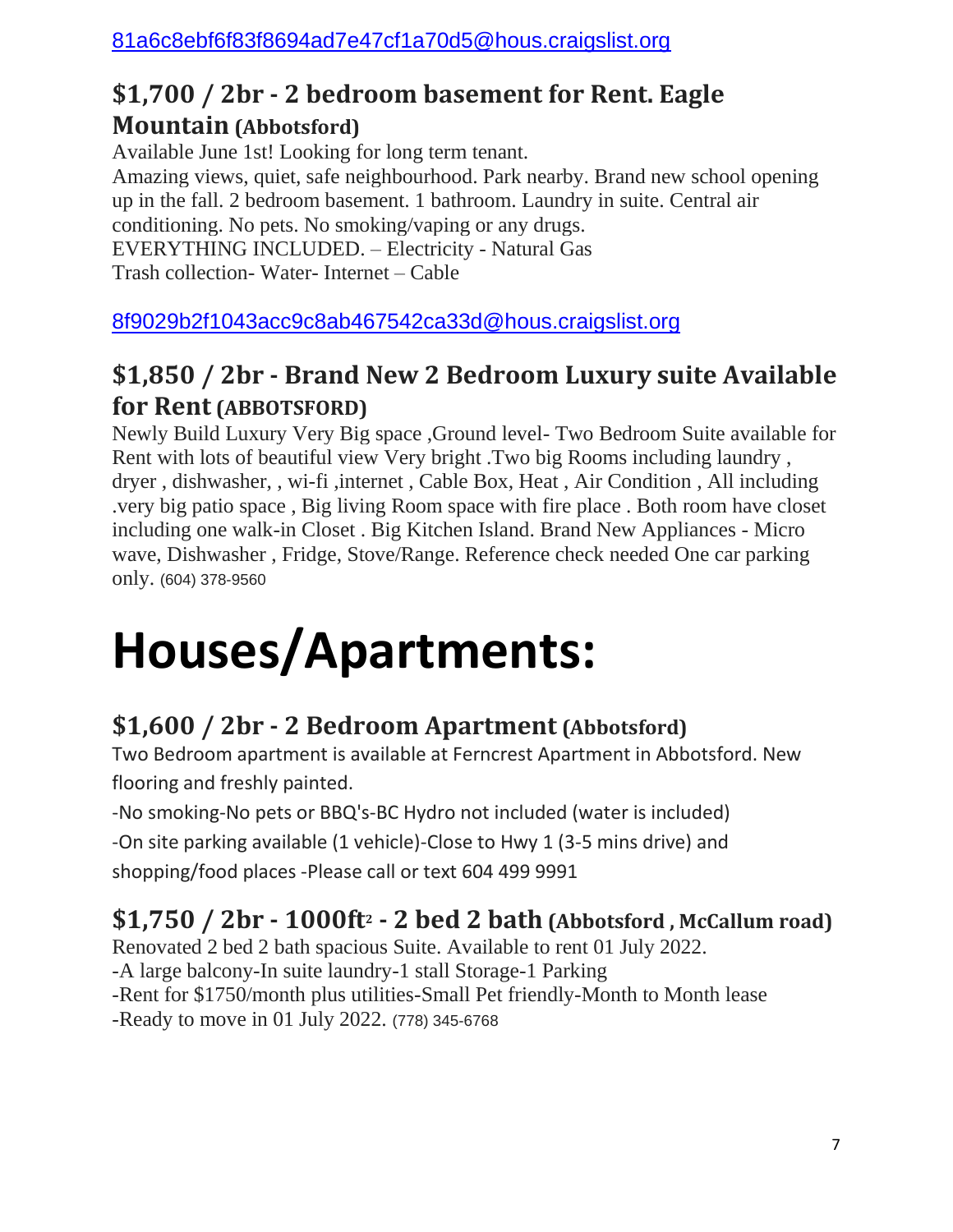81a6c8ebf6f83f8694ad7e47cf1a70d5@hous.craigslist.org

### $1,700 / 2br - 2 bedroom basement for Rent. Eagle Mountain (Abbotsford)

Available June 1st! Looking for long term tenant.
Amazing views, quiet, safe neighbourhood. Park nearby. Brand new school opening up in the fall. 2 bedroom basement. 1 bathroom. Laundry in suite. Central air conditioning. No pets. No smoking/vaping or any drugs.
EVERYTHING INCLUDED. – Electricity - Natural Gas
Trash collection- Water- Internet – Cable

8f9029b2f1043acc9c8ab467542ca33d@hous.craigslist.org

### $1,850 / 2br - Brand New 2 Bedroom Luxury suite Available for Rent (ABBOTSFORD)

Newly Build Luxury Very Big space ,Ground level- Two Bedroom Suite available for Rent with lots of beautiful view Very bright .Two big Rooms including laundry , dryer , dishwasher, , wi-fi ,internet , Cable Box, Heat , Air Condition , All including .very big patio space , Big living Room space with fire place . Both room have closet including one walk-in Closet . Big Kitchen Island. Brand New Appliances - Micro wave, Dishwasher , Fridge, Stove/Range. Reference check needed One car parking only. (604) 378-9560

# Houses/Apartments:

### $1,600 / 2br - 2 Bedroom Apartment (Abbotsford)

Two Bedroom apartment is available at Ferncrest Apartment in Abbotsford. New flooring and freshly painted.

-No smoking-No pets or BBQ's-BC Hydro not included (water is included)

-On site parking available (1 vehicle)-Close to Hwy 1 (3-5 mins drive) and shopping/food places -Please call or text 604 499 9991

### $1,750 / 2br - 1000ft² - 2 bed 2 bath (Abbotsford , McCallum road)

Renovated 2 bed 2 bath spacious Suite. Available to rent 01 July 2022.
-A large balcony-In suite laundry-1 stall Storage-1 Parking
-Rent for $1750/month plus utilities-Small Pet friendly-Month to Month lease
-Ready to move in 01 July 2022. (778) 345-6768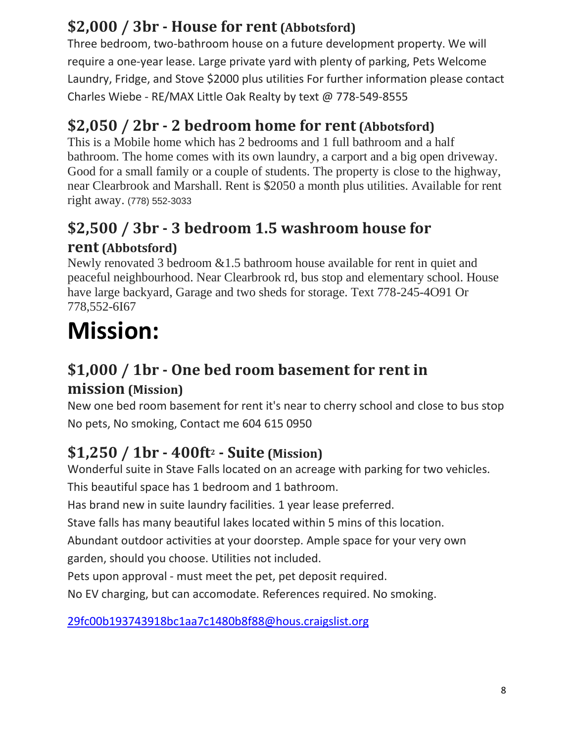## $2,000 / 3br - House for rent (Abbotsford)

Three bedroom, two-bathroom house on a future development property. We will require a one-year lease. Large private yard with plenty of parking, Pets Welcome Laundry, Fridge, and Stove $2000 plus utilities For further information please contact Charles Wiebe - RE/MAX Little Oak Realty by text @ 778-549-8555

## $2,050 / 2br - 2 bedroom home for rent (Abbotsford)

This is a Mobile home which has 2 bedrooms and 1 full bathroom and a half bathroom. The home comes with its own laundry, a carport and a big open driveway. Good for a small family or a couple of students. The property is close to the highway, near Clearbrook and Marshall. Rent is $2050 a month plus utilities. Available for rent right away. (778) 552-3033

## $2,500 / 3br - 3 bedroom 1.5 washroom house for rent (Abbotsford)

Newly renovated 3 bedroom &1.5 bathroom house available for rent in quiet and peaceful neighbourhood. Near Clearbrook rd, bus stop and elementary school. House have large backyard, Garage and two sheds for storage. Text 778-245-4O91 Or 778,552-6I67

# Mission:

## $1,000 / 1br - One bed room basement for rent in mission (Mission)

New one bed room basement for rent it's near to cherry school and close to bus stop No pets, No smoking, Contact me 604 615 0950

## $1,250 / 1br - 400ft2 - Suite (Mission)

Wonderful suite in Stave Falls located on an acreage with parking for two vehicles.

This beautiful space has 1 bedroom and 1 bathroom.

Has brand new in suite laundry facilities. 1 year lease preferred.

Stave falls has many beautiful lakes located within 5 mins of this location.

Abundant outdoor activities at your doorstep. Ample space for your very own garden, should you choose. Utilities not included.

Pets upon approval - must meet the pet, pet deposit required.

No EV charging, but can accomodate. References required. No smoking.

29fc00b193743918bc1aa7c1480b8f88@hous.craigslist.org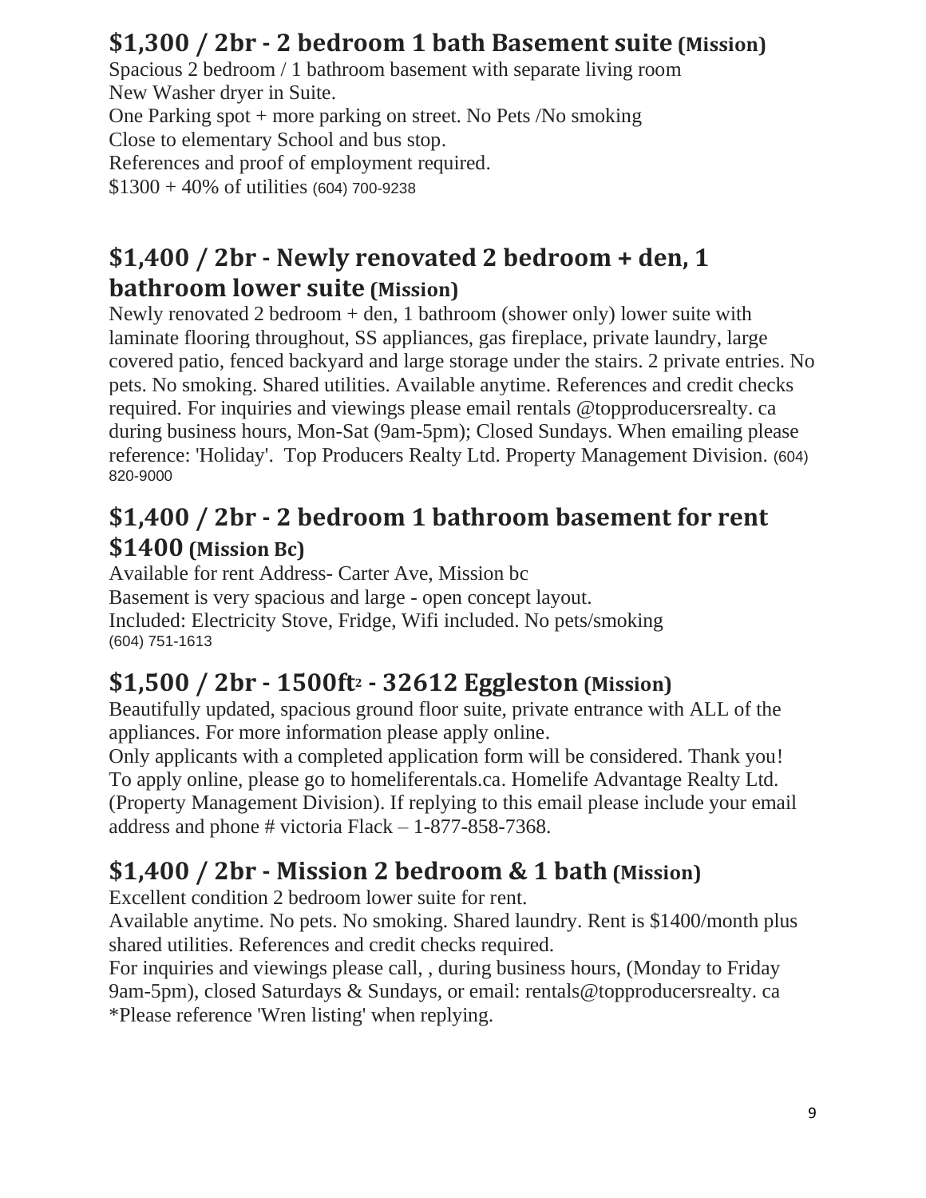## $1,300 / 2br - 2 bedroom 1 bath Basement suite (Mission)

Spacious 2 bedroom / 1 bathroom basement with separate living room
New Washer dryer in Suite.
One Parking spot + more parking on street. No Pets /No smoking
Close to elementary School and bus stop.
References and proof of employment required.
$1300 + 40% of utilities (604) 700-9238

## $1,400 / 2br - Newly renovated 2 bedroom + den, 1 bathroom lower suite (Mission)

Newly renovated 2 bedroom + den, 1 bathroom (shower only) lower suite with laminate flooring throughout, SS appliances, gas fireplace, private laundry, large covered patio, fenced backyard and large storage under the stairs. 2 private entries. No pets. No smoking. Shared utilities. Available anytime. References and credit checks required. For inquiries and viewings please email rentals @topproducersrealty. ca during business hours, Mon-Sat (9am-5pm); Closed Sundays. When emailing please reference: 'Holiday'. Top Producers Realty Ltd. Property Management Division. (604) 820-9000

## $1,400 / 2br - 2 bedroom 1 bathroom basement for rent $1400 (Mission Bc)

Available for rent Address- Carter Ave, Mission bc
Basement is very spacious and large - open concept layout.
Included: Electricity Stove, Fridge, Wifi included. No pets/smoking
(604) 751-1613

## $1,500 / 2br - 1500ft² - 32612 Eggleston (Mission)

Beautifully updated, spacious ground floor suite, private entrance with ALL of the appliances. For more information please apply online.
Only applicants with a completed application form will be considered. Thank you!
To apply online, please go to homeliferentals.ca. Homelife Advantage Realty Ltd. (Property Management Division). If replying to this email please include your email address and phone # victoria Flack – 1-877-858-7368.

## $1,400 / 2br - Mission 2 bedroom & 1 bath (Mission)

Excellent condition 2 bedroom lower suite for rent.
Available anytime. No pets. No smoking. Shared laundry. Rent is $1400/month plus shared utilities. References and credit checks required.
For inquiries and viewings please call, , during business hours, (Monday to Friday 9am-5pm), closed Saturdays & Sundays, or email: rentals@topproducersrealty. ca
*Please reference 'Wren listing' when replying.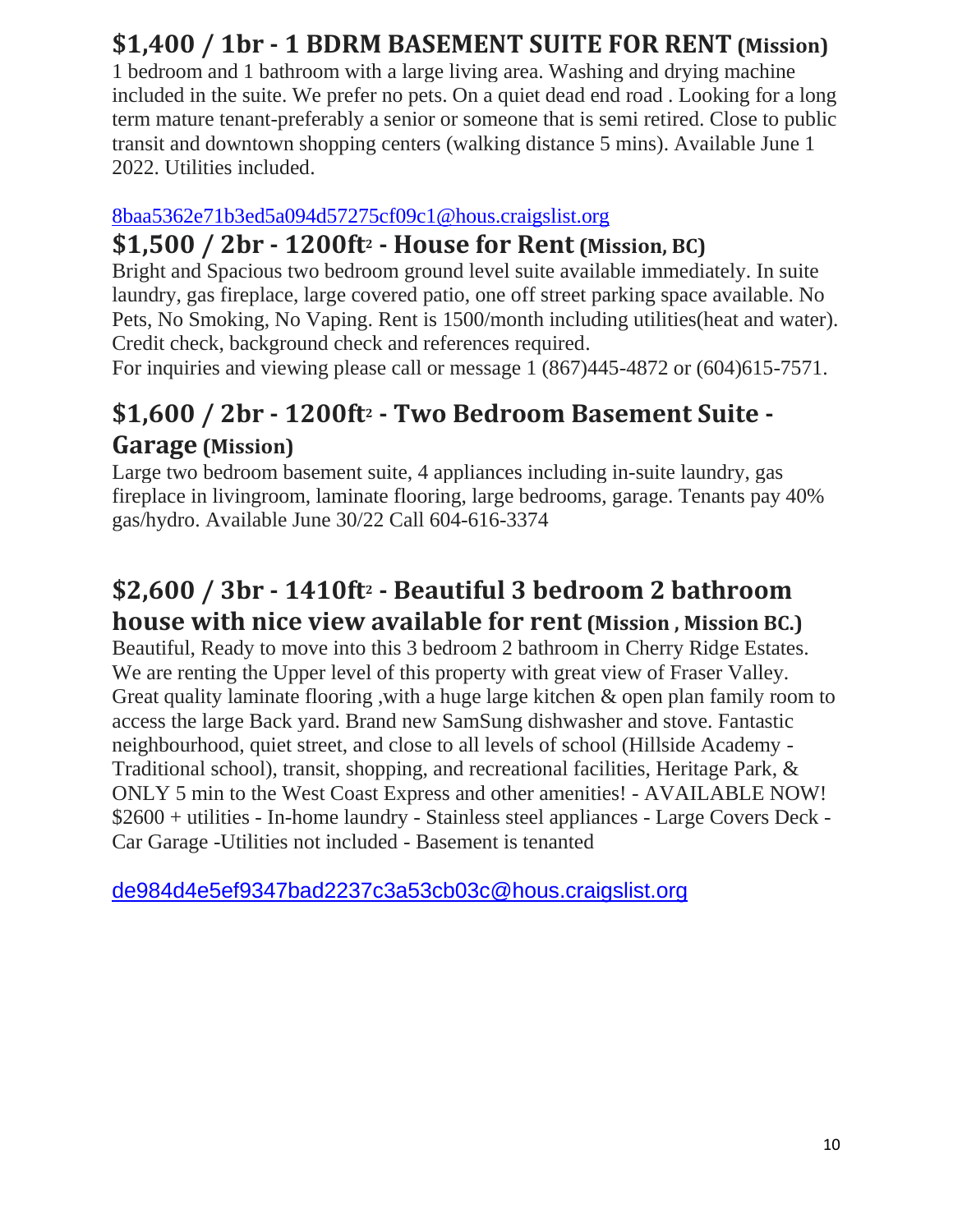## $1,400 / 1br - 1 BDRM BASEMENT SUITE FOR RENT (Mission)

1 bedroom and 1 bathroom with a large living area. Washing and drying machine included in the suite. We prefer no pets. On a quiet dead end road . Looking for a long term mature tenant-preferably a senior or someone that is semi retired. Close to public transit and downtown shopping centers (walking distance 5 mins). Available June 1 2022. Utilities included.

8baa5362e71b3ed5a094d57275cf09c1@hous.craigslist.org

## $1,500 / 2br - 1200ft² - House for Rent (Mission, BC)

Bright and Spacious two bedroom ground level suite available immediately. In suite laundry, gas fireplace, large covered patio, one off street parking space available. No Pets, No Smoking, No Vaping. Rent is 1500/month including utilities(heat and water). Credit check, background check and references required.

For inquiries and viewing please call or message 1 (867)445-4872 or (604)615-7571.

## $1,600 / 2br - 1200ft² - Two Bedroom Basement Suite - Garage (Mission)

Large two bedroom basement suite, 4 appliances including in-suite laundry, gas fireplace in livingroom, laminate flooring, large bedrooms, garage. Tenants pay 40% gas/hydro. Available June 30/22 Call 604-616-3374

## $2,600 / 3br - 1410ft² - Beautiful 3 bedroom 2 bathroom house with nice view available for rent (Mission , Mission BC.)

Beautiful, Ready to move into this 3 bedroom 2 bathroom in Cherry Ridge Estates. We are renting the Upper level of this property with great view of Fraser Valley. Great quality laminate flooring ,with a huge large kitchen & open plan family room to access the large Back yard. Brand new SamSung dishwasher and stove. Fantastic neighbourhood, quiet street, and close to all levels of school (Hillside Academy - Traditional school), transit, shopping, and recreational facilities, Heritage Park, & ONLY 5 min to the West Coast Express and other amenities! - AVAILABLE NOW! $2600 + utilities - In-home laundry - Stainless steel appliances - Large Covers Deck - Car Garage -Utilities not included - Basement is tenanted

de984d4e5ef9347bad2237c3a53cb03c@hous.craigslist.org